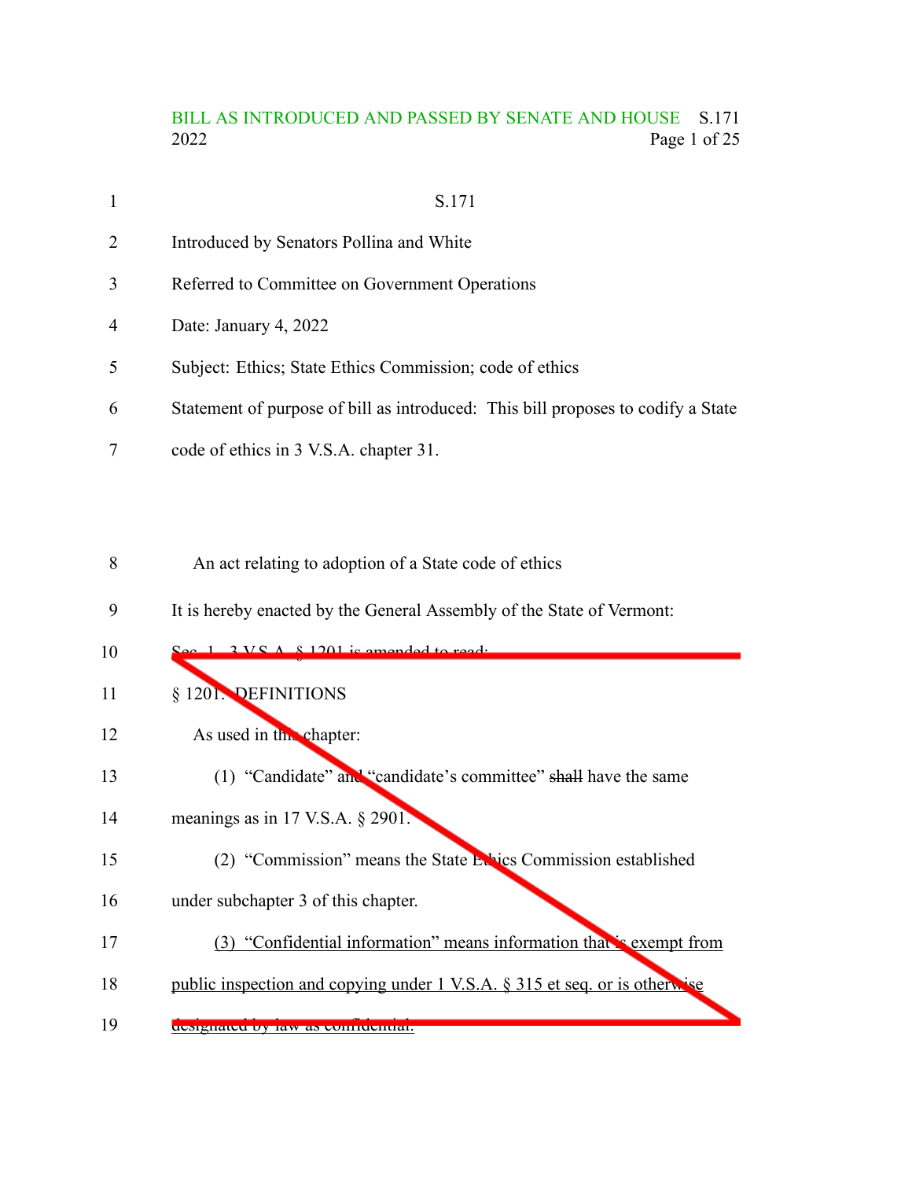S.171

Introduced by Senators Pollina and White

Referred to Committee on Government Operations

Date: January 4, 2022

Subject: Ethics; State Ethics Commission; code of ethics

Statement of purpose of bill as introduced: This bill proposes to codify a State code of ethics in 3 V.S.A. chapter 31.

An act relating to adoption of a State code of ethics

It is hereby enacted by the General Assembly of the State of Vermont:

Sec. 1. 3 V.S.A. § 1201 is amended to read:

§ 1201. DEFINITIONS

As used in this chapter:

(1) "Candidate" and "candidate's committee" ~~shall~~ have the same meanings as in 17 V.S.A. § 2901.

(2) "Commission" means the State Ethics Commission established under subchapter 3 of this chapter.

(3) "Confidential information" means information that is exempt from public inspection and copying under 1 V.S.A. § 315 et seq. or is otherwise designated by law as confidential.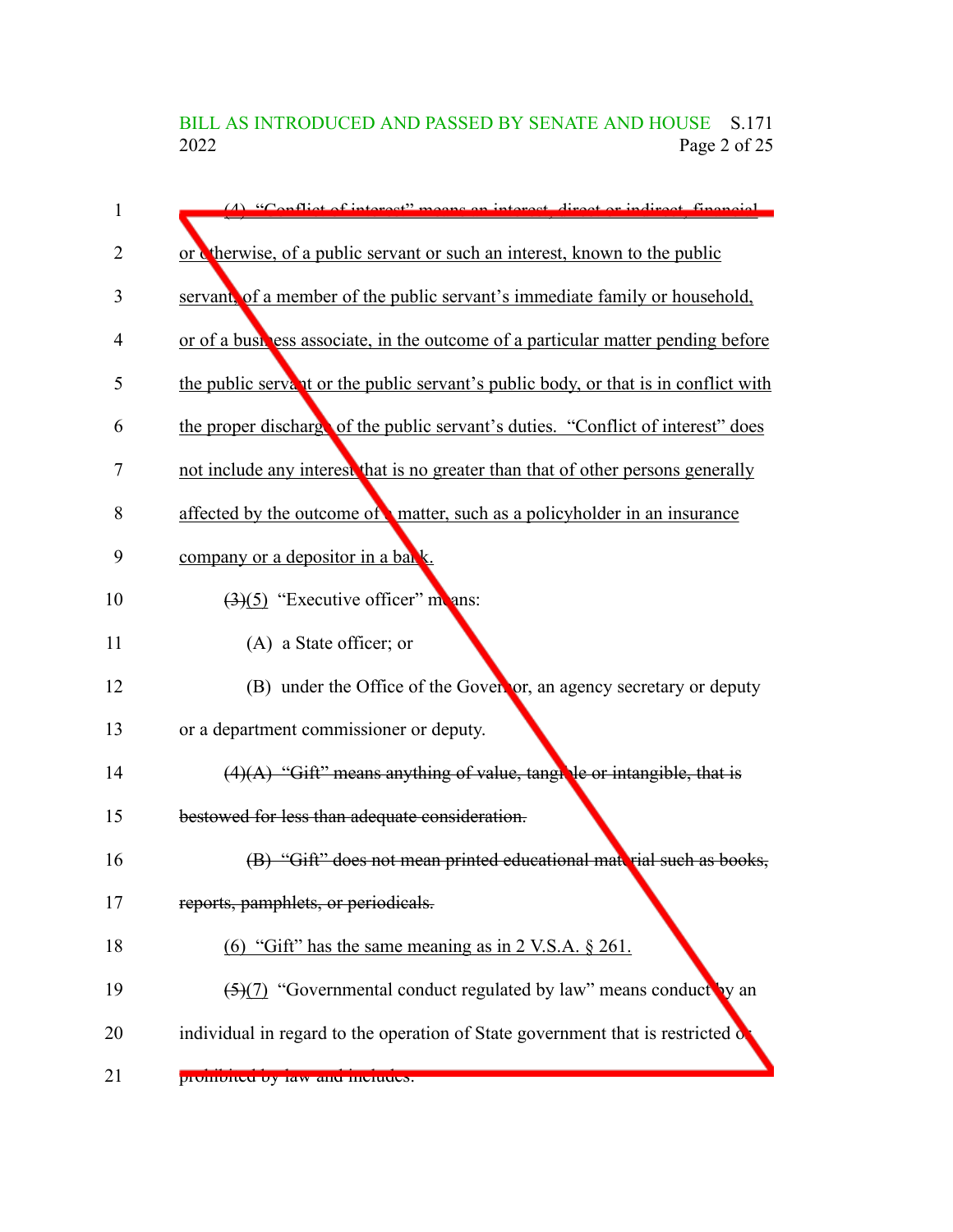(4) "Conflict of interest" means an interest, direct or indirect, financial or otherwise, of a public servant or such an interest, known to the public servant, of a member of the public servant's immediate family or household, or of a business associate, in the outcome of a particular matter pending before the public servant or the public servant's public body, or that is in conflict with the proper discharge of the public servant's duties. "Conflict of interest" does not include any interest that is no greater than that of other persons generally affected by the outcome of a matter, such as a policyholder in an insurance company or a depositor in a bank.

~~(3)~~(5) "Executive officer" means:

(A) a State officer; or

(B) under the Office of the Governor, an agency secretary or deputy or a department commissioner or deputy.

~~(4)(A) "Gift" means anything of value, tangible or intangible, that is bestowed for less than adequate consideration.~~

~~(B) "Gift" does not mean printed educational material such as books, reports, pamphlets, or periodicals.~~

(6) "Gift" has the same meaning as in 2 V.S.A. § 261.

~~(5)~~(7) "Governmental conduct regulated by law" means conduct by an individual in regard to the operation of State government that is restricted or prohibited by law and includes: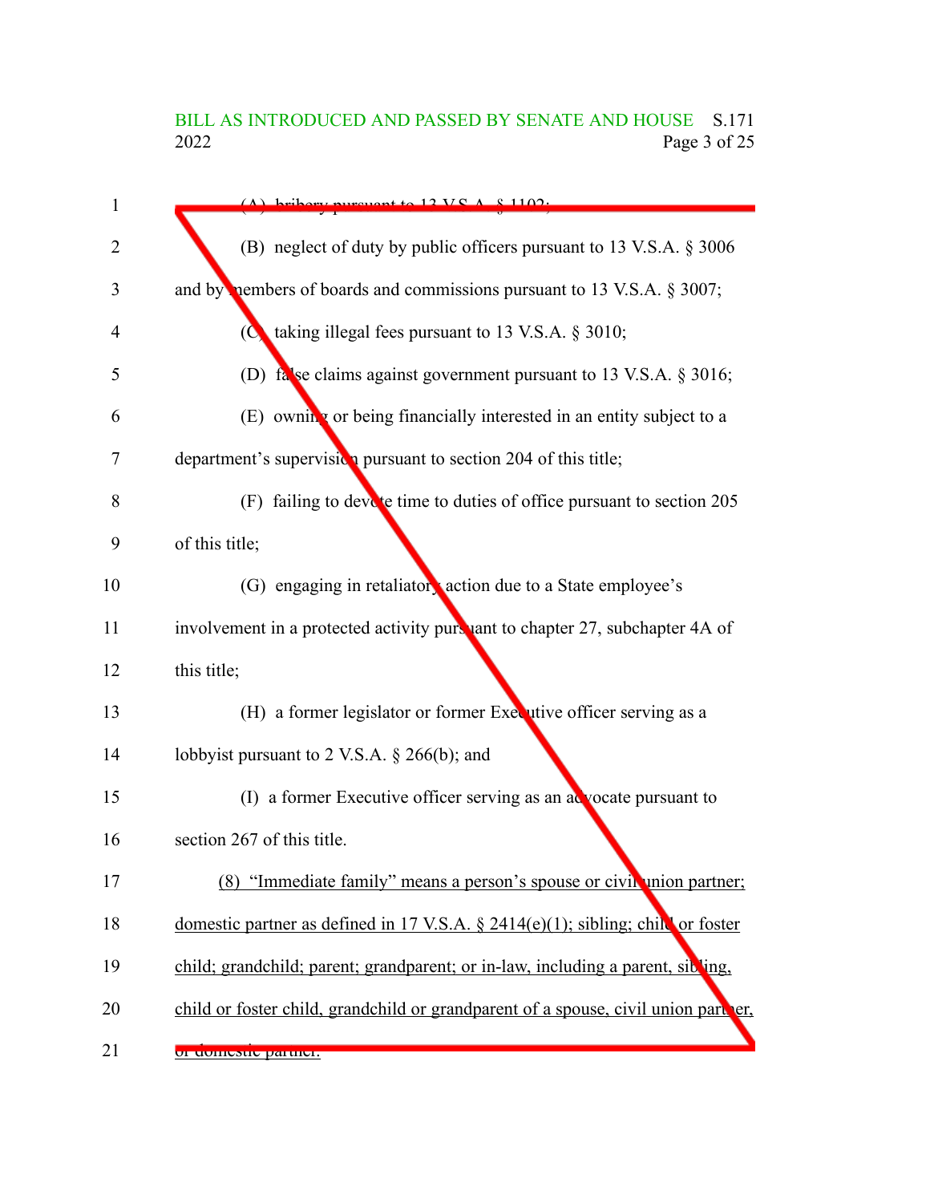(A) bribery pursuant to 13 V.S.A. § 1102;

(B) neglect of duty by public officers pursuant to 13 V.S.A. § 3006 and by members of boards and commissions pursuant to 13 V.S.A. § 3007;

(C) taking illegal fees pursuant to 13 V.S.A. § 3010;

(D) false claims against government pursuant to 13 V.S.A. § 3016;

(E) owning or being financially interested in an entity subject to a department's supervision pursuant to section 204 of this title;

(F) failing to devote time to duties of office pursuant to section 205 of this title;

(G) engaging in retaliatory action due to a State employee's involvement in a protected activity pursuant to chapter 27, subchapter 4A of this title;

(H) a former legislator or former Executive officer serving as a lobbyist pursuant to 2 V.S.A. § 266(b); and

(I) a former Executive officer serving as an advocate pursuant to section 267 of this title.

(8) "Immediate family" means a person's spouse or civil union partner; domestic partner as defined in 17 V.S.A. § 2414(e)(1); sibling; child or foster child; grandchild; parent; grandparent; or in-law, including a parent, sibling, child or foster child, grandchild or grandparent of a spouse, civil union partner, or domestic partner.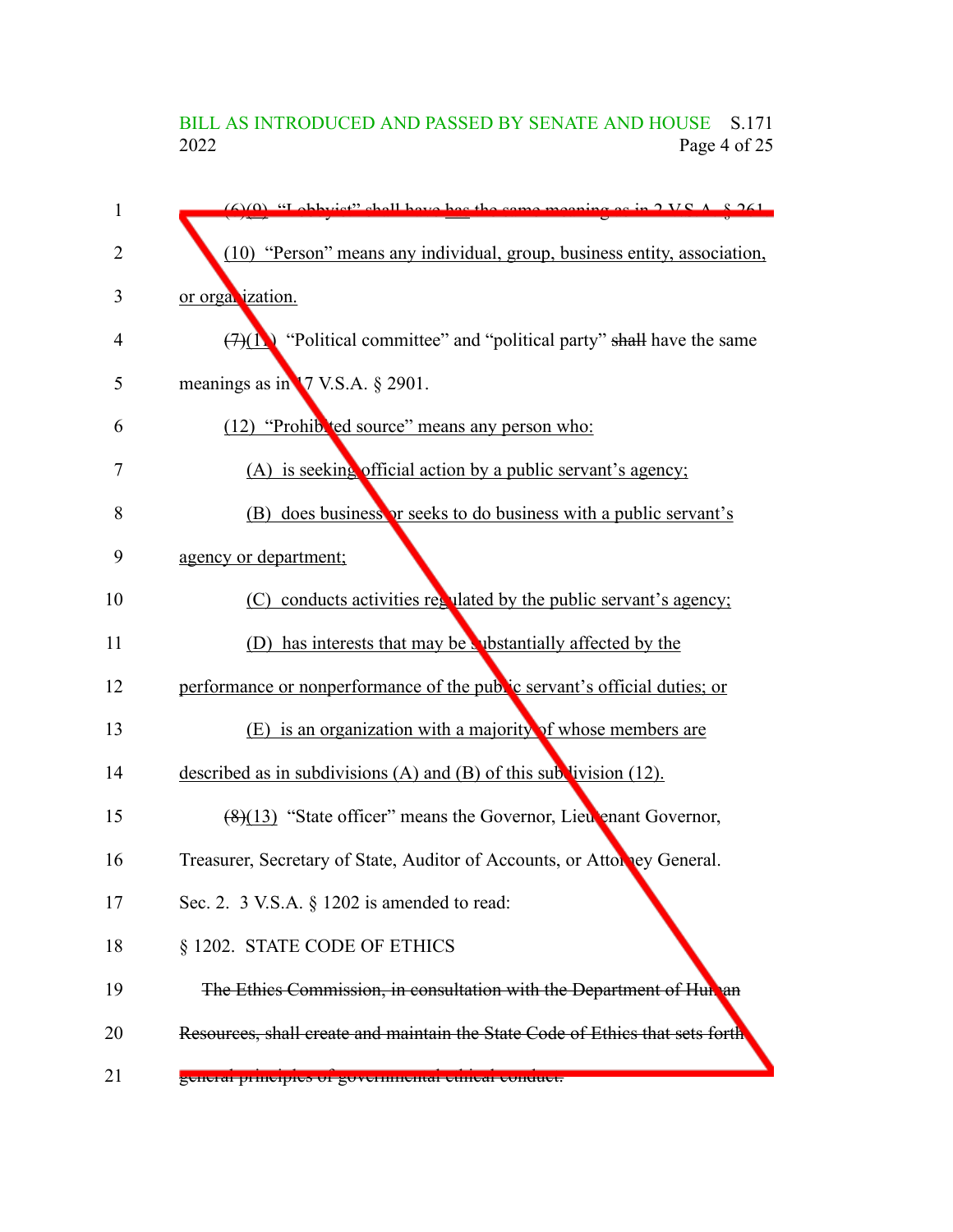(6)(9) "Lobbyist" shall have has the same meaning as in 2 V.S.A. § 261.

(10) "Person" means any individual, group, business entity, association, or organization.

(7)(11) "Political committee" and "political party" shall have the same meanings as in 17 V.S.A. § 2901.

(12) "Prohibited source" means any person who:

(A) is seeking official action by a public servant's agency;

(B) does business or seeks to do business with a public servant's agency or department;

(C) conducts activities regulated by the public servant's agency;

(D) has interests that may be substantially affected by the performance or nonperformance of the public servant's official duties; or

(E) is an organization with a majority of whose members are described as in subdivisions (A) and (B) of this subdivision (12).

(8)(13) "State officer" means the Governor, Lieutenant Governor, Treasurer, Secretary of State, Auditor of Accounts, or Attorney General.

Sec. 2. 3 V.S.A. § 1202 is amended to read:

§ 1202. STATE CODE OF ETHICS

~~The Ethics Commission, in consultation with the Department of Human Resources, shall create and maintain the State Code of Ethics that sets forth general principles of governmental ethical conduct.~~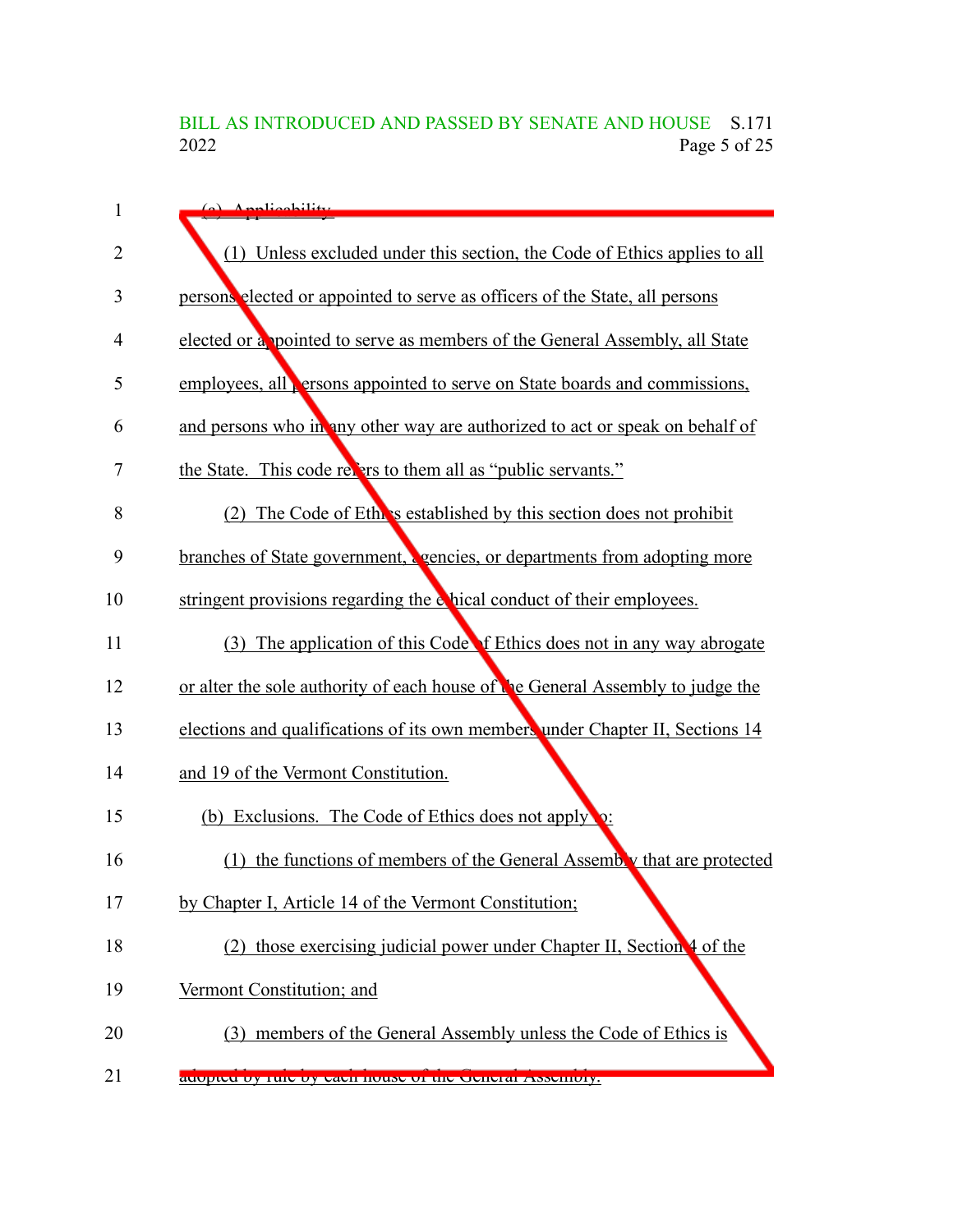(a) Applicability.

(1) Unless excluded under this section, the Code of Ethics applies to all persons elected or appointed to serve as officers of the State, all persons elected or appointed to serve as members of the General Assembly, all State employees, all persons appointed to serve on State boards and commissions, and persons who in any other way are authorized to act or speak on behalf of the State. This code refers to them all as "public servants."

(2) The Code of Ethics established by this section does not prohibit branches of State government, agencies, or departments from adopting more stringent provisions regarding the ethical conduct of their employees.

(3) The application of this Code of Ethics does not in any way abrogate or alter the sole authority of each house of the General Assembly to judge the elections and qualifications of its own members under Chapter II, Sections 14 and 19 of the Vermont Constitution.

(b) Exclusions. The Code of Ethics does not apply to:

(1) the functions of members of the General Assembly that are protected by Chapter I, Article 14 of the Vermont Constitution;

(2) those exercising judicial power under Chapter II, Section 4 of the Vermont Constitution; and

(3) members of the General Assembly unless the Code of Ethics is adopted by rule by each house of the General Assembly.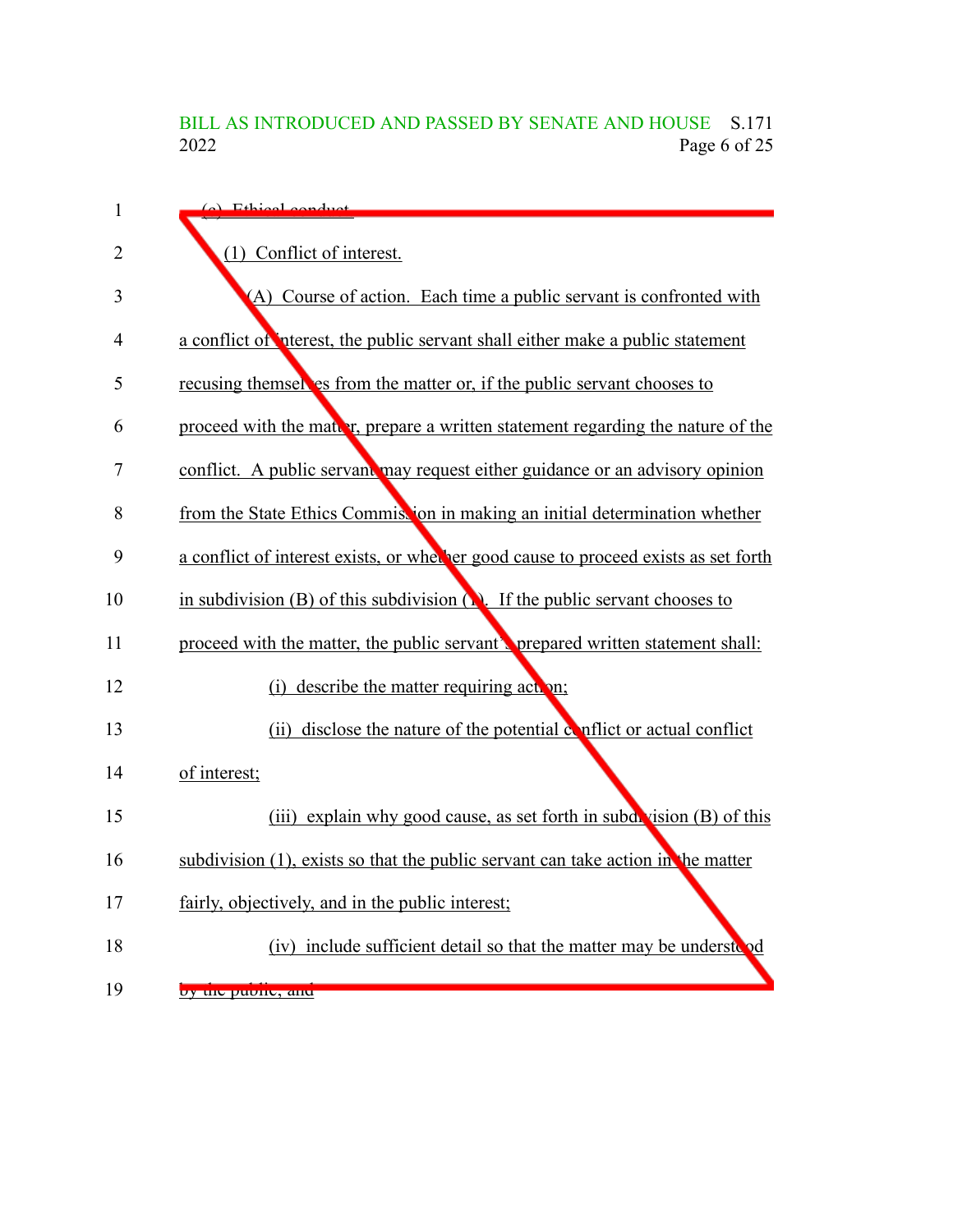(c) Ethical conduct.

(1) Conflict of interest.

(A) Course of action. Each time a public servant is confronted with a conflict of interest, the public servant shall either make a public statement recusing themselves from the matter or, if the public servant chooses to proceed with the matter, prepare a written statement regarding the nature of the conflict. A public servant may request either guidance or an advisory opinion from the State Ethics Commission in making an initial determination whether a conflict of interest exists, or whether good cause to proceed exists as set forth in subdivision (B) of this subdivision (1). If the public servant chooses to proceed with the matter, the public servant's prepared written statement shall:

(i) describe the matter requiring action;

(ii) disclose the nature of the potential conflict or actual conflict of interest;

(iii) explain why good cause, as set forth in subdivision (B) of this subdivision (1), exists so that the public servant can take action in the matter fairly, objectively, and in the public interest;

(iv) include sufficient detail so that the matter may be understood by the public; and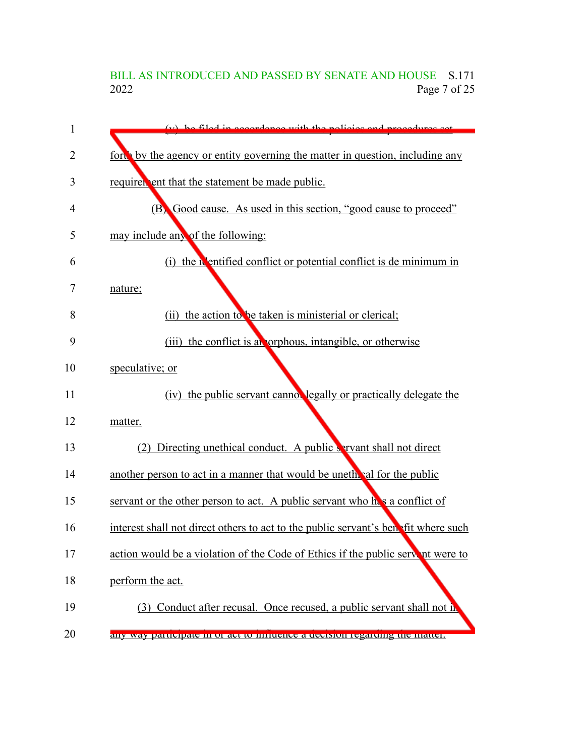(v) be filed in accordance with the policies and procedures set forth by the agency or entity governing the matter in question, including any requirement that the statement be made public.

(B) Good cause. As used in this section, "good cause to proceed" may include any of the following:

(i) the identified conflict or potential conflict is de minimum in nature;

(ii) the action to be taken is ministerial or clerical;

(iii) the conflict is amorphous, intangible, or otherwise speculative; or

(iv) the public servant cannot legally or practically delegate the matter.

(2) Directing unethical conduct. A public servant shall not direct another person to act in a manner that would be unethical for the public servant or the other person to act. A public servant who has a conflict of interest shall not direct others to act to the public servant's benefit where such action would be a violation of the Code of Ethics if the public servant were to perform the act.

(3) Conduct after recusal. Once recused, a public servant shall not in any way participate in or act to influence a decision regarding the matter.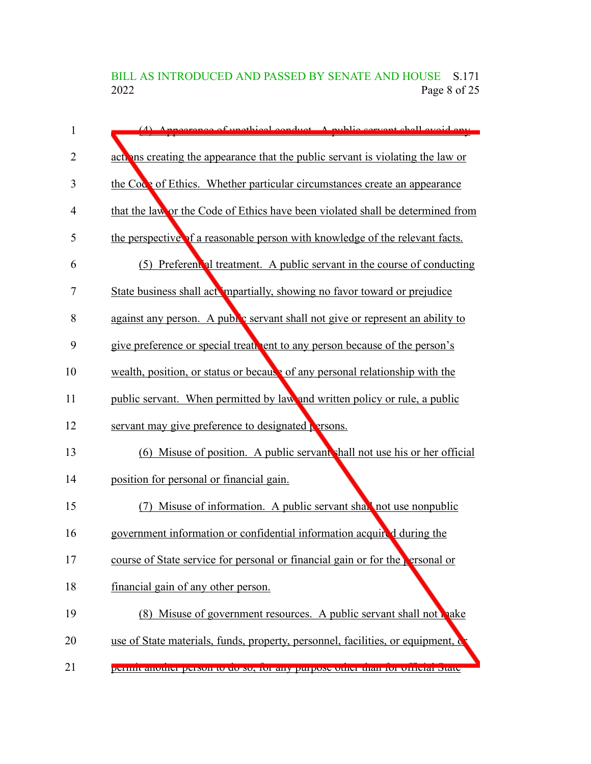(4) Appearance of unethical conduct. A public servant shall avoid any actions creating the appearance that the public servant is violating the law or the Code of Ethics. Whether particular circumstances create an appearance that the law or the Code of Ethics have been violated shall be determined from the perspective of a reasonable person with knowledge of the relevant facts.

(5) Preferential treatment. A public servant in the course of conducting State business shall act impartially, showing no favor toward or prejudice against any person. A public servant shall not give or represent an ability to give preference or special treatment to any person because of the person's wealth, position, or status or because of any personal relationship with the public servant. When permitted by law and written policy or rule, a public servant may give preference to designated persons.

(6) Misuse of position. A public servant shall not use his or her official position for personal or financial gain.

(7) Misuse of information. A public servant shall not use nonpublic government information or confidential information acquired during the course of State service for personal or financial gain or for the personal or financial gain of any other person.

(8) Misuse of government resources. A public servant shall not make use of State materials, funds, property, personnel, facilities, or equipment, or permit another person to do so, for any purpose other than for official State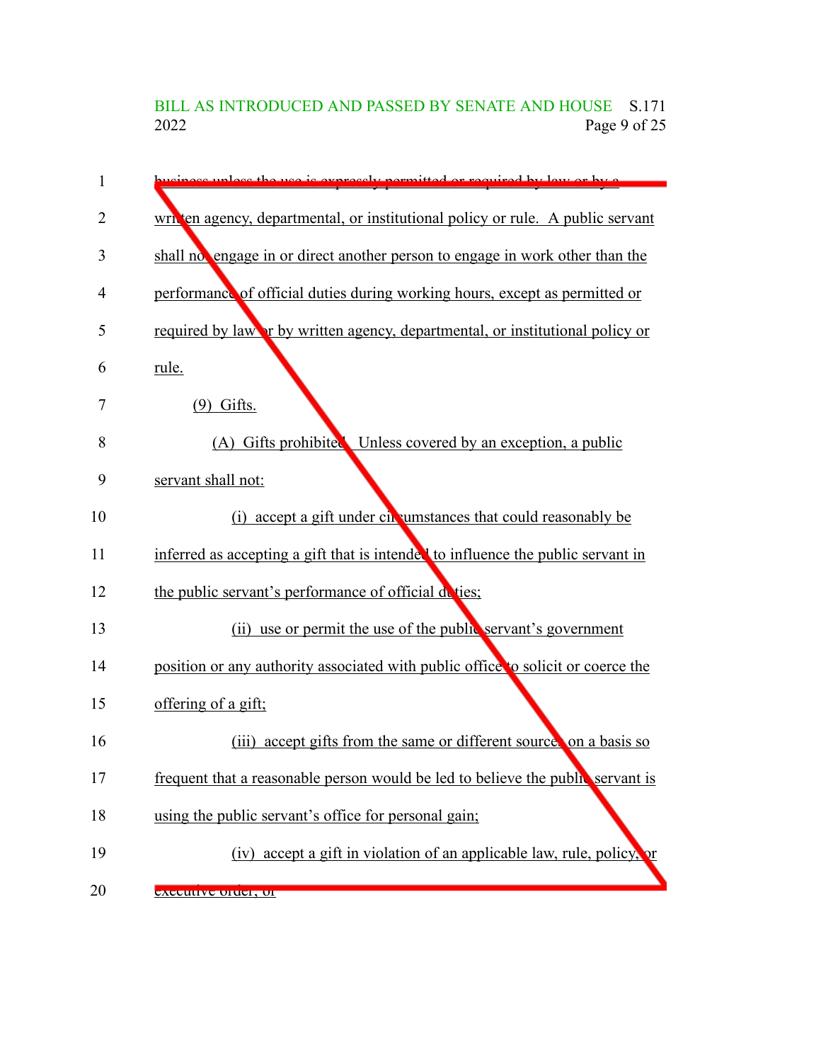business unless the use is expressly permitted or required by law or by a written agency, departmental, or institutional policy or rule. A public servant shall not engage in or direct another person to engage in work other than the performance of official duties during working hours, except as permitted or required by law or by written agency, departmental, or institutional policy or rule.

(9) Gifts.

(A) Gifts prohibited. Unless covered by an exception, a public servant shall not:

(i) accept a gift under circumstances that could reasonably be inferred as accepting a gift that is intended to influence the public servant in the public servant's performance of official duties;

(ii) use or permit the use of the public servant's government position or any authority associated with public office to solicit or coerce the offering of a gift;

(iii) accept gifts from the same or different sources on a basis so frequent that a reasonable person would be led to believe the public servant is using the public servant's office for personal gain;

(iv) accept a gift in violation of an applicable law, rule, policy, or executive order; or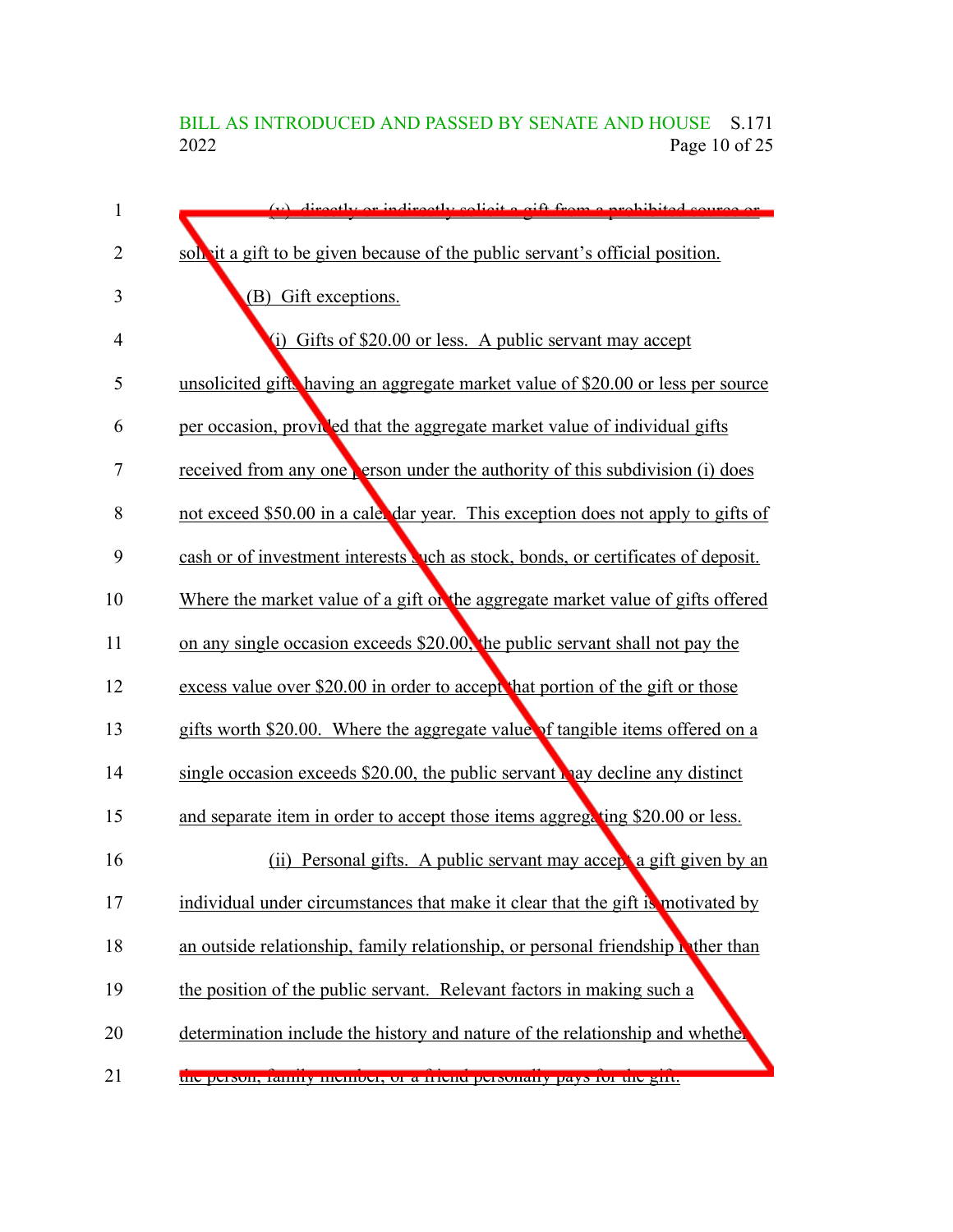(v) directly or indirectly solicit a gift from a prohibited source or solicit a gift to be given because of the public servant's official position.

(B) Gift exceptions.

(i) Gifts of $20.00 or less. A public servant may accept unsolicited gifts having an aggregate market value of $20.00 or less per source per occasion, provided that the aggregate market value of individual gifts received from any one person under the authority of this subdivision (i) does not exceed $50.00 in a calendar year. This exception does not apply to gifts of cash or of investment interests such as stock, bonds, or certificates of deposit. Where the market value of a gift or the aggregate market value of gifts offered on any single occasion exceeds $20.00, the public servant shall not pay the excess value over $20.00 in order to accept that portion of the gift or those gifts worth $20.00. Where the aggregate value of tangible items offered on a single occasion exceeds $20.00, the public servant may decline any distinct and separate item in order to accept those items aggregating $20.00 or less.

(ii) Personal gifts. A public servant may accept a gift given by an individual under circumstances that make it clear that the gift is motivated by an outside relationship, family relationship, or personal friendship rather than the position of the public servant. Relevant factors in making such a determination include the history and nature of the relationship and whether the person, family member, or a friend personally pays for the gift.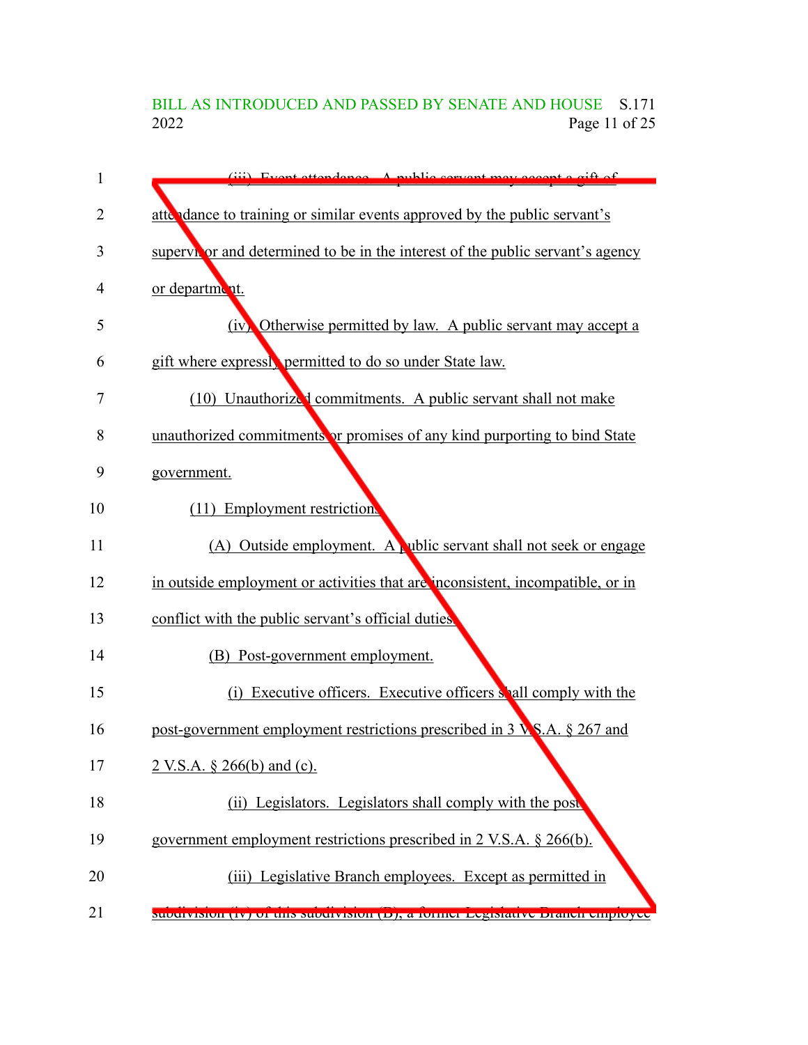(iii) Event attendance. A public servant may accept a gift of attendance to training or similar events approved by the public servant's supervisor and determined to be in the interest of the public servant's agency or department.

(iv) Otherwise permitted by law. A public servant may accept a gift where expressly permitted to do so under State law.

(10) Unauthorized commitments. A public servant shall not make unauthorized commitments or promises of any kind purporting to bind State government.

(11) Employment restrictions.

(A) Outside employment. A public servant shall not seek or engage in outside employment or activities that are inconsistent, incompatible, or in conflict with the public servant's official duties.

(B) Post-government employment.

(i) Executive officers. Executive officers shall comply with the post-government employment restrictions prescribed in 3 V.S.A. § 267 and 2 V.S.A. § 266(b) and (c).

(ii) Legislators. Legislators shall comply with the post-government employment restrictions prescribed in 2 V.S.A. § 266(b).

(iii) Legislative Branch employees. Except as permitted in subdivision (iv) of this subdivision (B), a former Legislative Branch employee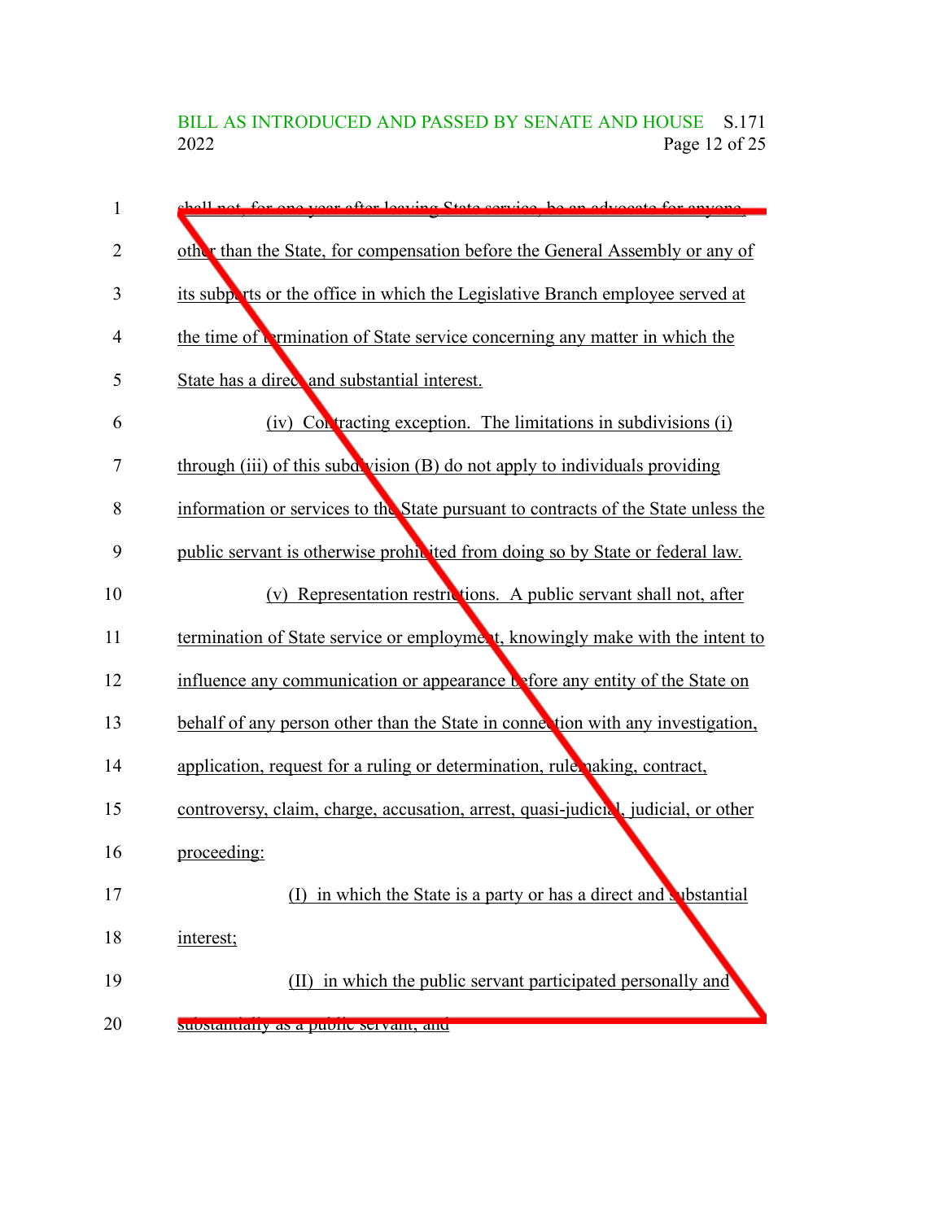shall not, for one year after leaving State service, be an advocate for anyone, other than the State, for compensation before the General Assembly or any of its subparts or the office in which the Legislative Branch employee served at the time of termination of State service concerning any matter in which the State has a direct and substantial interest.

(iv) Contracting exception. The limitations in subdivisions (i) through (iii) of this subdivision (B) do not apply to individuals providing information or services to the State pursuant to contracts of the State unless the public servant is otherwise prohibited from doing so by State or federal law.

(v) Representation restrictions. A public servant shall not, after termination of State service or employment, knowingly make with the intent to influence any communication or appearance before any entity of the State on behalf of any person other than the State in connection with any investigation, application, request for a ruling or determination, rulemaking, contract, controversy, claim, charge, accusation, arrest, quasi-judicial, judicial, or other proceeding:

(I) in which the State is a party or has a direct and substantial interest;

(II) in which the public servant participated personally and substantially as a public servant; and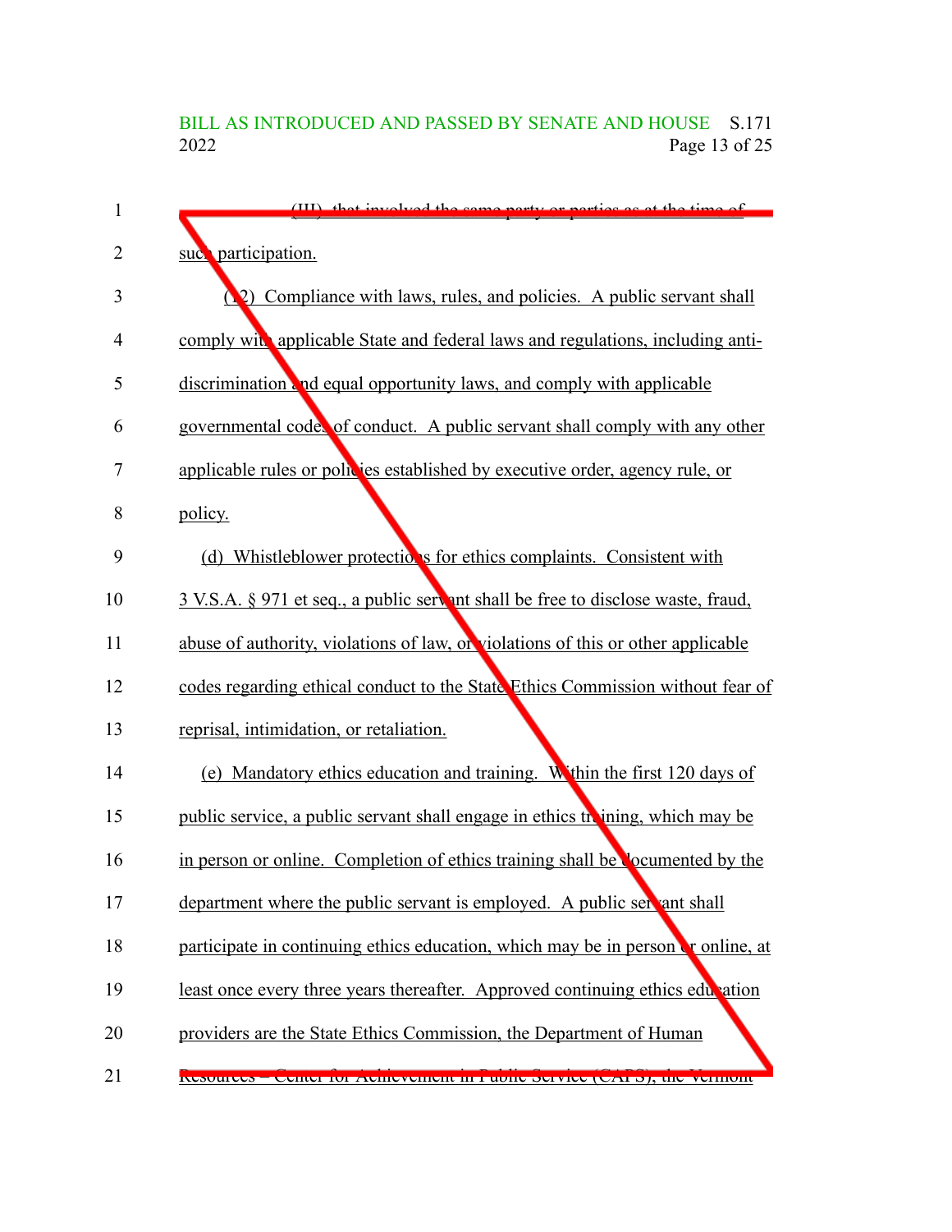(III) that involved the same party or parties as at the time of such participation.

(12) Compliance with laws, rules, and policies. A public servant shall comply with applicable State and federal laws and regulations, including anti-discrimination and equal opportunity laws, and comply with applicable governmental codes of conduct. A public servant shall comply with any other applicable rules or policies established by executive order, agency rule, or policy.

(d) Whistleblower protections for ethics complaints. Consistent with 3 V.S.A. § 971 et seq., a public servant shall be free to disclose waste, fraud, abuse of authority, violations of law, or violations of this or other applicable codes regarding ethical conduct to the State Ethics Commission without fear of reprisal, intimidation, or retaliation.

(e) Mandatory ethics education and training. Within the first 120 days of public service, a public servant shall engage in ethics training, which may be in person or online. Completion of ethics training shall be documented by the department where the public servant is employed. A public servant shall participate in continuing ethics education, which may be in person or online, at least once every three years thereafter. Approved continuing ethics education providers are the State Ethics Commission, the Department of Human Resources – Center for Achievement in Public Service (CAPS), the Vermont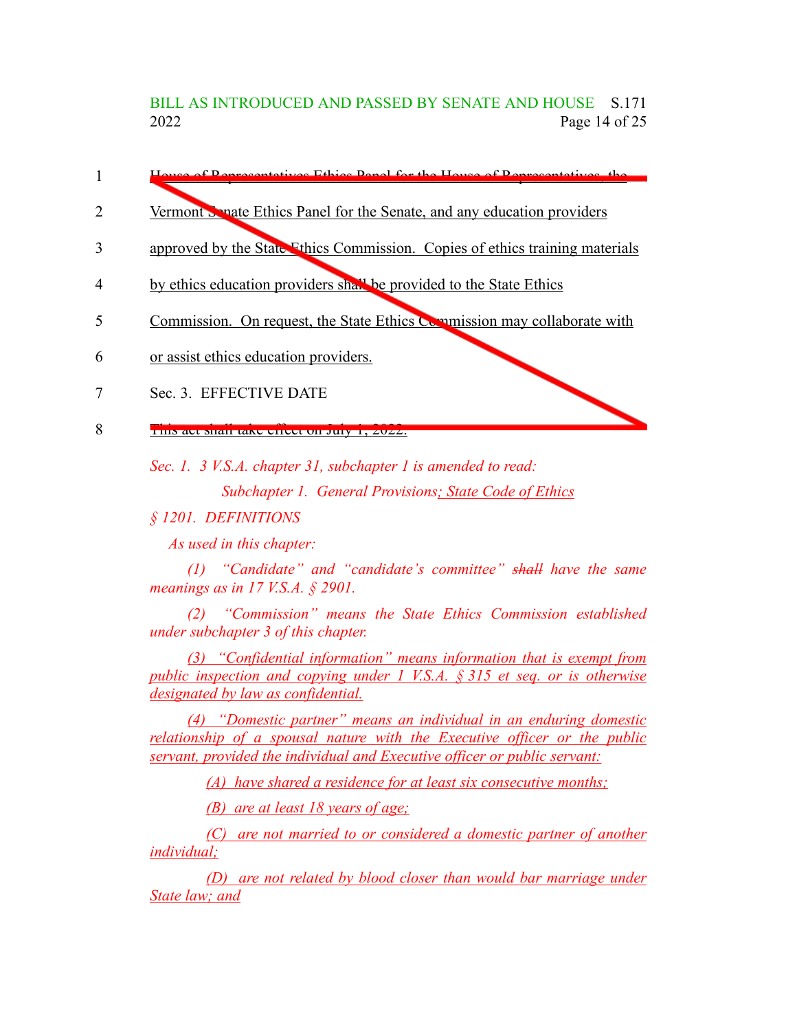1 House of Representatives Ethics Panel for the House of Representatives, the

2 Vermont Senate Ethics Panel for the Senate, and any education providers

3 approved by the State Ethics Commission. Copies of ethics training materials

4 by ethics education providers shall be provided to the State Ethics

5 Commission. On request, the State Ethics Commission may collaborate with

6 or assist ethics education providers.

7 Sec. 3. EFFECTIVE DATE

8 This act shall take effect on July 1, 2022.

*Sec. 1. 3 V.S.A. chapter 31, subchapter 1 is amended to read:*

*Subchapter 1. General Provisions; State Code of Ethics*

*§ 1201. DEFINITIONS*

*As used in this chapter:*

*(1) "Candidate" and "candidate's committee" ~~shall~~ have the same meanings as in 17 V.S.A. § 2901.*

*(2) "Commission" means the State Ethics Commission established under subchapter 3 of this chapter.*

*(3) "Confidential information" means information that is exempt from public inspection and copying under 1 V.S.A. § 315 et seq. or is otherwise designated by law as confidential.*

*(4) "Domestic partner" means an individual in an enduring domestic relationship of a spousal nature with the Executive officer or the public servant, provided the individual and Executive officer or public servant:*

*(A) have shared a residence for at least six consecutive months;*

*(B) are at least 18 years of age;*

*(C) are not married to or considered a domestic partner of another individual;*

*(D) are not related by blood closer than would bar marriage under State law; and*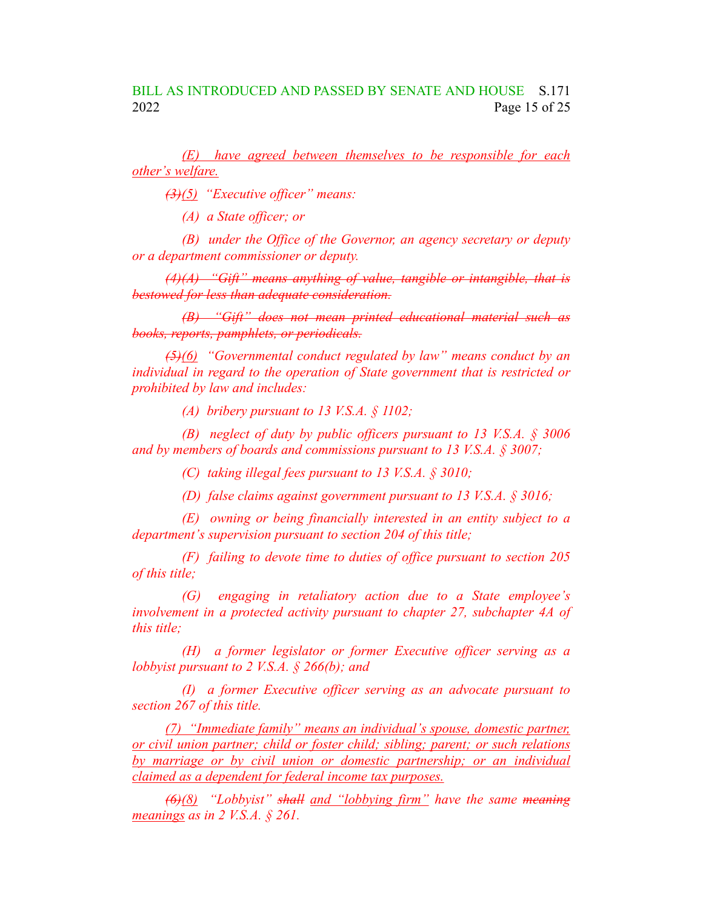*(E) have agreed between themselves to be responsible for each other's welfare.*

*~~(3)~~(5) "Executive officer" means:*

*(A) a State officer; or*

*(B) under the Office of the Governor, an agency secretary or deputy or a department commissioner or deputy.*

*~~(4)(A) "Gift" means anything of value, tangible or intangible, that is bestowed for less than adequate consideration.~~*

*~~(B) "Gift" does not mean printed educational material such as books, reports, pamphlets, or periodicals.~~*

*~~(5)~~(6) "Governmental conduct regulated by law" means conduct by an individual in regard to the operation of State government that is restricted or prohibited by law and includes:*

*(A) bribery pursuant to 13 V.S.A. § 1102;*

*(B) neglect of duty by public officers pursuant to 13 V.S.A. § 3006 and by members of boards and commissions pursuant to 13 V.S.A. § 3007;*

*(C) taking illegal fees pursuant to 13 V.S.A. § 3010;*

*(D) false claims against government pursuant to 13 V.S.A. § 3016;*

*(E) owning or being financially interested in an entity subject to a department's supervision pursuant to section 204 of this title;*

*(F) failing to devote time to duties of office pursuant to section 205 of this title;*

*(G) engaging in retaliatory action due to a State employee's involvement in a protected activity pursuant to chapter 27, subchapter 4A of this title;*

*(H) a former legislator or former Executive officer serving as a lobbyist pursuant to 2 V.S.A. § 266(b); and*

*(I) a former Executive officer serving as an advocate pursuant to section 267 of this title.*

*(7) "Immediate family" means an individual's spouse, domestic partner, or civil union partner; child or foster child; sibling; parent; or such relations by marriage or by civil union or domestic partnership; or an individual claimed as a dependent for federal income tax purposes.*

*~~(6)~~(8) "Lobbyist" ~~shall~~ and "lobbying firm" have the same ~~meaning~~ meanings as in 2 V.S.A. § 261.*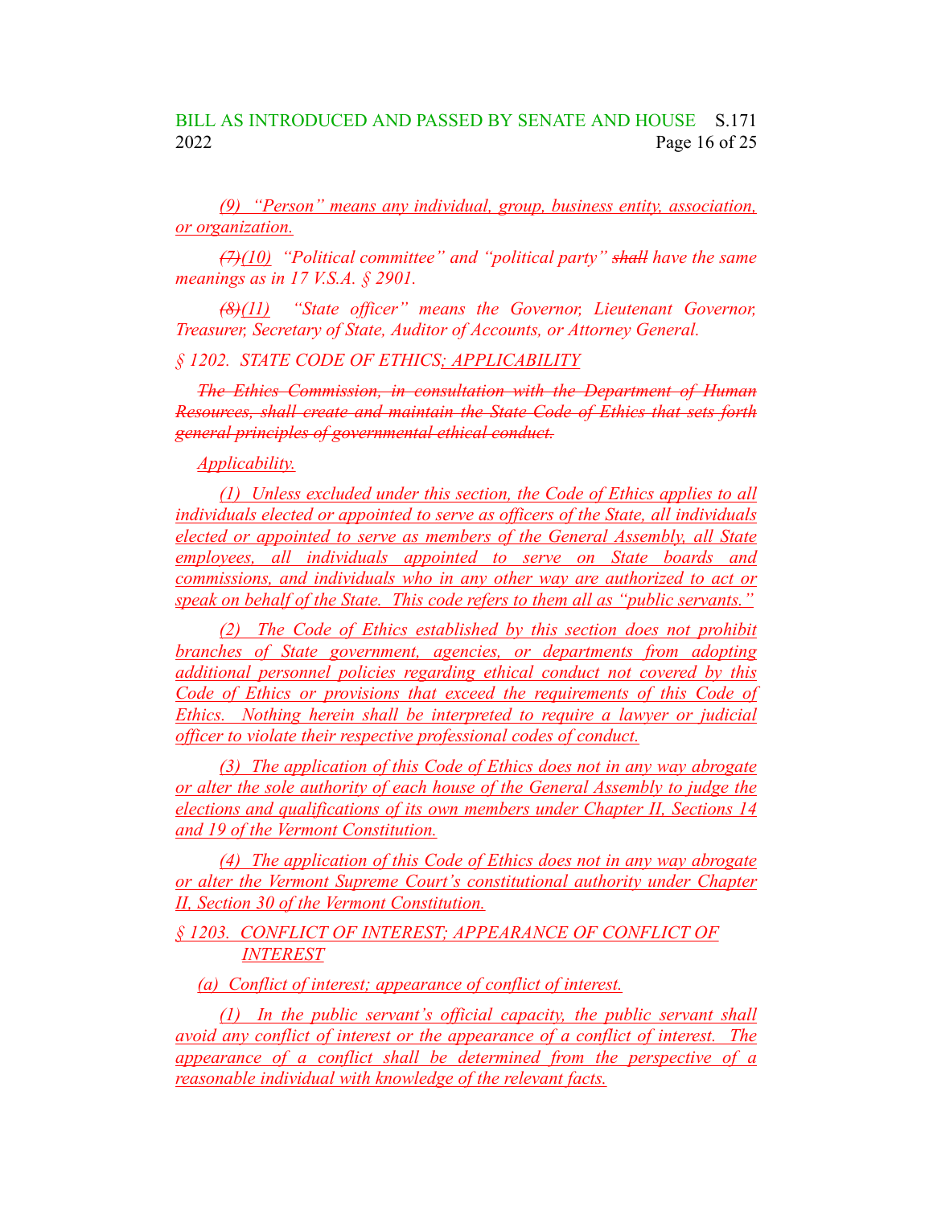(9) "Person" means any individual, group, business entity, association, or organization.

~~(7)~~(10) "Political committee" and "political party" ~~shall~~ have the same meanings as in 17 V.S.A. § 2901.

~~(8)~~(11) "State officer" means the Governor, Lieutenant Governor, Treasurer, Secretary of State, Auditor of Accounts, or Attorney General.

§ 1202. STATE CODE OF ETHICS; APPLICABILITY

~~The Ethics Commission, in consultation with the Department of Human Resources, shall create and maintain the State Code of Ethics that sets forth general principles of governmental ethical conduct.~~

Applicability.

(1) Unless excluded under this section, the Code of Ethics applies to all individuals elected or appointed to serve as officers of the State, all individuals elected or appointed to serve as members of the General Assembly, all State employees, all individuals appointed to serve on State boards and commissions, and individuals who in any other way are authorized to act or speak on behalf of the State. This code refers to them all as "public servants."

(2) The Code of Ethics established by this section does not prohibit branches of State government, agencies, or departments from adopting additional personnel policies regarding ethical conduct not covered by this Code of Ethics or provisions that exceed the requirements of this Code of Ethics. Nothing herein shall be interpreted to require a lawyer or judicial officer to violate their respective professional codes of conduct.

(3) The application of this Code of Ethics does not in any way abrogate or alter the sole authority of each house of the General Assembly to judge the elections and qualifications of its own members under Chapter II, Sections 14 and 19 of the Vermont Constitution.

(4) The application of this Code of Ethics does not in any way abrogate or alter the Vermont Supreme Court's constitutional authority under Chapter II, Section 30 of the Vermont Constitution.

§ 1203. CONFLICT OF INTEREST; APPEARANCE OF CONFLICT OF INTEREST

(a) Conflict of interest; appearance of conflict of interest.

(1) In the public servant's official capacity, the public servant shall avoid any conflict of interest or the appearance of a conflict of interest. The appearance of a conflict shall be determined from the perspective of a reasonable individual with knowledge of the relevant facts.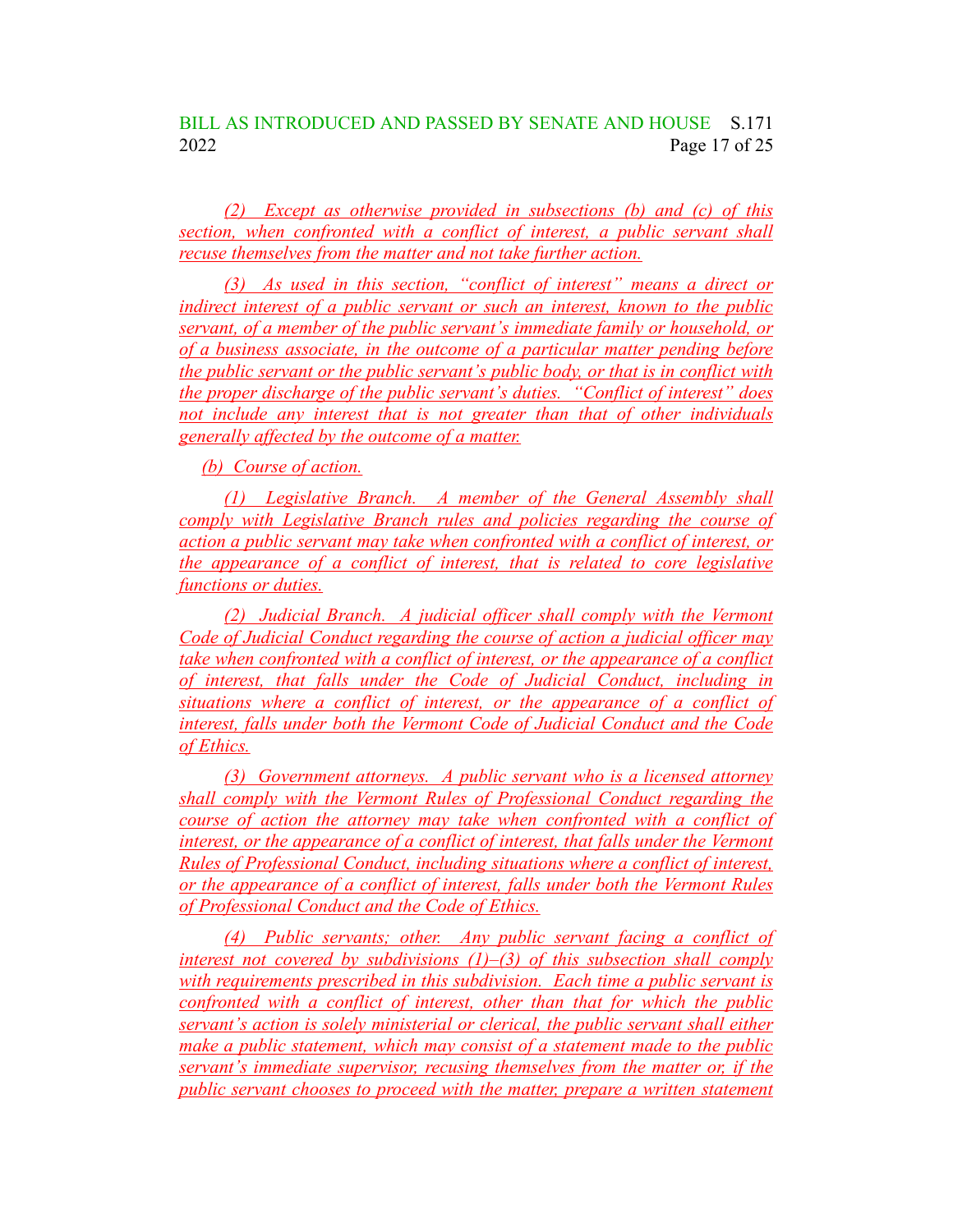(2) Except as otherwise provided in subsections (b) and (c) of this section, when confronted with a conflict of interest, a public servant shall recuse themselves from the matter and not take further action.

(3) As used in this section, "conflict of interest" means a direct or indirect interest of a public servant or such an interest, known to the public servant, of a member of the public servant's immediate family or household, or of a business associate, in the outcome of a particular matter pending before the public servant or the public servant's public body, or that is in conflict with the proper discharge of the public servant's duties. "Conflict of interest" does not include any interest that is not greater than that of other individuals generally affected by the outcome of a matter.

(b) Course of action.

(1) Legislative Branch. A member of the General Assembly shall comply with Legislative Branch rules and policies regarding the course of action a public servant may take when confronted with a conflict of interest, or the appearance of a conflict of interest, that is related to core legislative functions or duties.

(2) Judicial Branch. A judicial officer shall comply with the Vermont Code of Judicial Conduct regarding the course of action a judicial officer may take when confronted with a conflict of interest, or the appearance of a conflict of interest, that falls under the Code of Judicial Conduct, including in situations where a conflict of interest, or the appearance of a conflict of interest, falls under both the Vermont Code of Judicial Conduct and the Code of Ethics.

(3) Government attorneys. A public servant who is a licensed attorney shall comply with the Vermont Rules of Professional Conduct regarding the course of action the attorney may take when confronted with a conflict of interest, or the appearance of a conflict of interest, that falls under the Vermont Rules of Professional Conduct, including situations where a conflict of interest, or the appearance of a conflict of interest, falls under both the Vermont Rules of Professional Conduct and the Code of Ethics.

(4) Public servants; other. Any public servant facing a conflict of interest not covered by subdivisions (1)–(3) of this subsection shall comply with requirements prescribed in this subdivision. Each time a public servant is confronted with a conflict of interest, other than that for which the public servant's action is solely ministerial or clerical, the public servant shall either make a public statement, which may consist of a statement made to the public servant's immediate supervisor, recusing themselves from the matter or, if the public servant chooses to proceed with the matter, prepare a written statement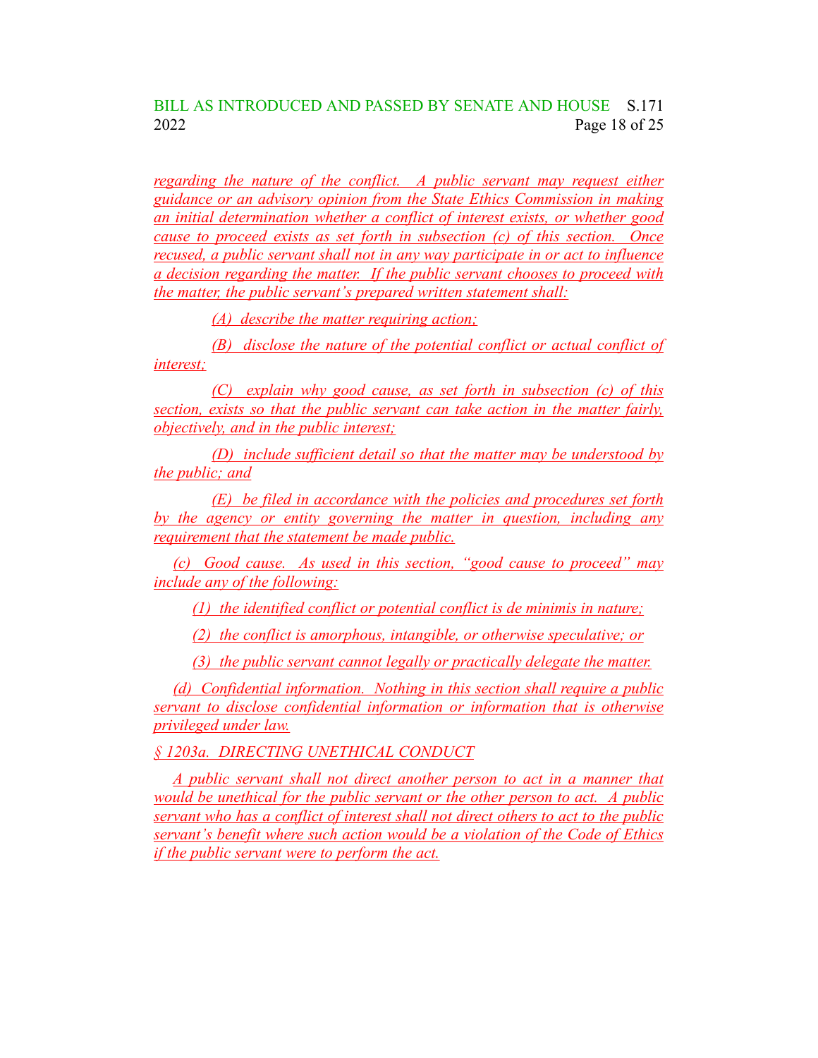regarding the nature of the conflict. A public servant may request either guidance or an advisory opinion from the State Ethics Commission in making an initial determination whether a conflict of interest exists, or whether good cause to proceed exists as set forth in subsection (c) of this section. Once recused, a public servant shall not in any way participate in or act to influence a decision regarding the matter. If the public servant chooses to proceed with the matter, the public servant's prepared written statement shall:

(A) describe the matter requiring action;

(B) disclose the nature of the potential conflict or actual conflict of interest;

(C) explain why good cause, as set forth in subsection (c) of this section, exists so that the public servant can take action in the matter fairly, objectively, and in the public interest;

(D) include sufficient detail so that the matter may be understood by the public; and

(E) be filed in accordance with the policies and procedures set forth by the agency or entity governing the matter in question, including any requirement that the statement be made public.

(c) Good cause. As used in this section, "good cause to proceed" may include any of the following:

(1) the identified conflict or potential conflict is de minimis in nature;

(2) the conflict is amorphous, intangible, or otherwise speculative; or

(3) the public servant cannot legally or practically delegate the matter.

(d) Confidential information. Nothing in this section shall require a public servant to disclose confidential information or information that is otherwise privileged under law.

§ 1203a. DIRECTING UNETHICAL CONDUCT

A public servant shall not direct another person to act in a manner that would be unethical for the public servant or the other person to act. A public servant who has a conflict of interest shall not direct others to act to the public servant's benefit where such action would be a violation of the Code of Ethics if the public servant were to perform the act.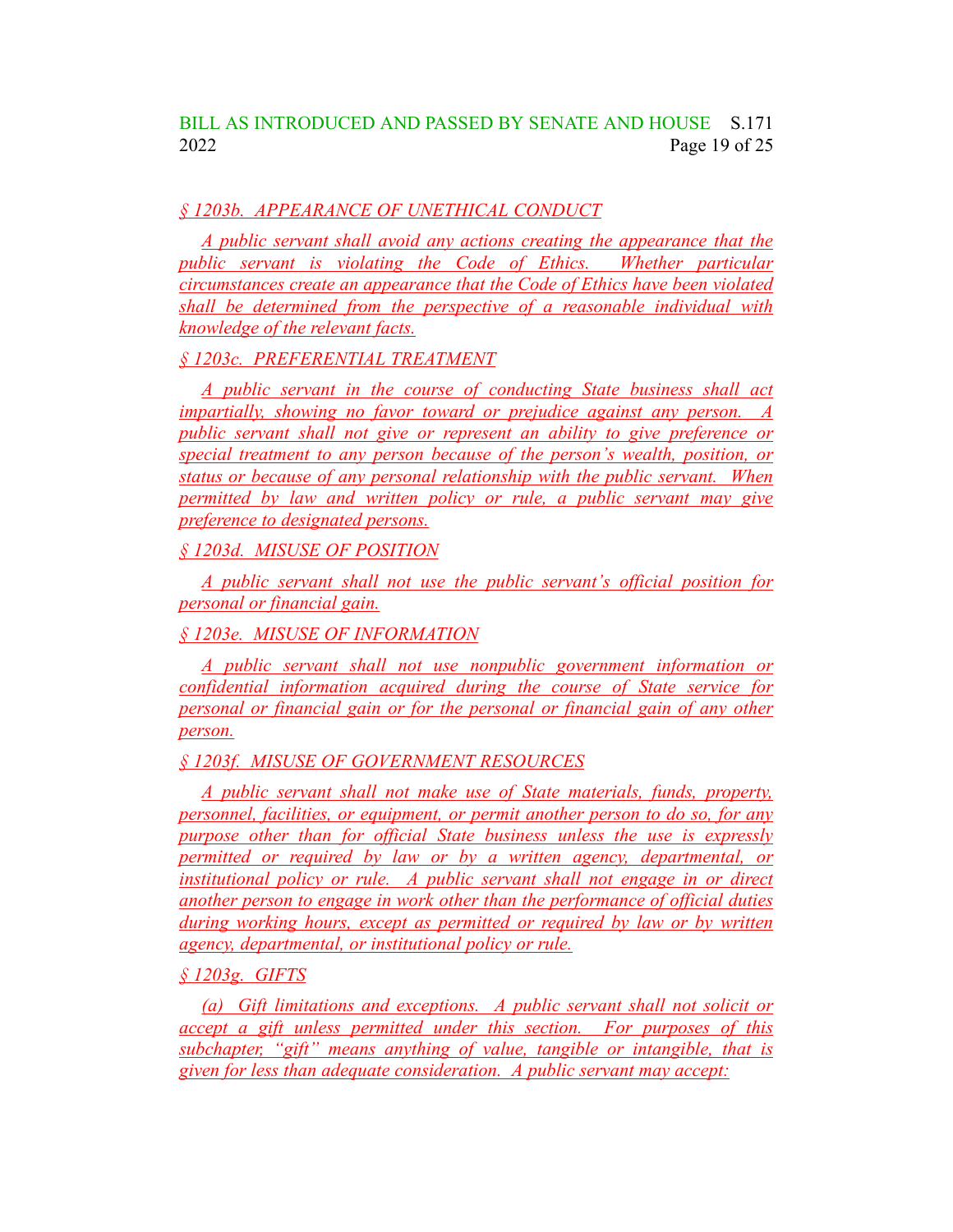*§ 1203b. APPEARANCE OF UNETHICAL CONDUCT*

*A public servant shall avoid any actions creating the appearance that the public servant is violating the Code of Ethics. Whether particular circumstances create an appearance that the Code of Ethics have been violated shall be determined from the perspective of a reasonable individual with knowledge of the relevant facts.*

*§ 1203c. PREFERENTIAL TREATMENT*

*A public servant in the course of conducting State business shall act impartially, showing no favor toward or prejudice against any person. A public servant shall not give or represent an ability to give preference or special treatment to any person because of the person's wealth, position, or status or because of any personal relationship with the public servant. When permitted by law and written policy or rule, a public servant may give preference to designated persons.*

*§ 1203d. MISUSE OF POSITION*

*A public servant shall not use the public servant's official position for personal or financial gain.*

*§ 1203e. MISUSE OF INFORMATION*

*A public servant shall not use nonpublic government information or confidential information acquired during the course of State service for personal or financial gain or for the personal or financial gain of any other person.*

*§ 1203f. MISUSE OF GOVERNMENT RESOURCES*

*A public servant shall not make use of State materials, funds, property, personnel, facilities, or equipment, or permit another person to do so, for any purpose other than for official State business unless the use is expressly permitted or required by law or by a written agency, departmental, or institutional policy or rule. A public servant shall not engage in or direct another person to engage in work other than the performance of official duties during working hours, except as permitted or required by law or by written agency, departmental, or institutional policy or rule.*

*§ 1203g. GIFTS*

*(a) Gift limitations and exceptions. A public servant shall not solicit or accept a gift unless permitted under this section. For purposes of this subchapter, "gift" means anything of value, tangible or intangible, that is given for less than adequate consideration. A public servant may accept:*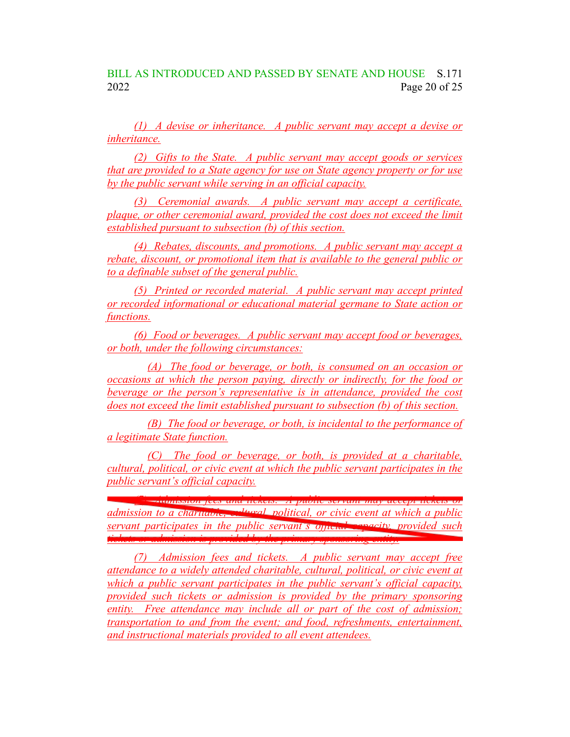*(1) A devise or inheritance. A public servant may accept a devise or inheritance.*

*(2) Gifts to the State. A public servant may accept goods or services that are provided to a State agency for use on State agency property or for use by the public servant while serving in an official capacity.*

*(3) Ceremonial awards. A public servant may accept a certificate, plaque, or other ceremonial award, provided the cost does not exceed the limit established pursuant to subsection (b) of this section.*

*(4) Rebates, discounts, and promotions. A public servant may accept a rebate, discount, or promotional item that is available to the general public or to a definable subset of the general public.*

*(5) Printed or recorded material. A public servant may accept printed or recorded informational or educational material germane to State action or functions.*

*(6) Food or beverages. A public servant may accept food or beverages, or both, under the following circumstances:*

*(A) The food or beverage, or both, is consumed on an occasion or occasions at which the person paying, directly or indirectly, for the food or beverage or the person's representative is in attendance, provided the cost does not exceed the limit established pursuant to subsection (b) of this section.*

*(B) The food or beverage, or both, is incidental to the performance of a legitimate State function.*

*(C) The food or beverage, or both, is provided at a charitable, cultural, political, or civic event at which the public servant participates in the public servant's official capacity.*

~~*(7) Admission fees and tickets. A public servant may accept tickets or admission to a charitable, cultural, political, or civic event at which a public servant participates in the public servant's official capacity, provided such tickets or admission is provided by the primary sponsoring entity.*~~

*(7) Admission fees and tickets. A public servant may accept free attendance to a widely attended charitable, cultural, political, or civic event at which a public servant participates in the public servant's official capacity, provided such tickets or admission is provided by the primary sponsoring entity. Free attendance may include all or part of the cost of admission; transportation to and from the event; and food, refreshments, entertainment, and instructional materials provided to all event attendees.*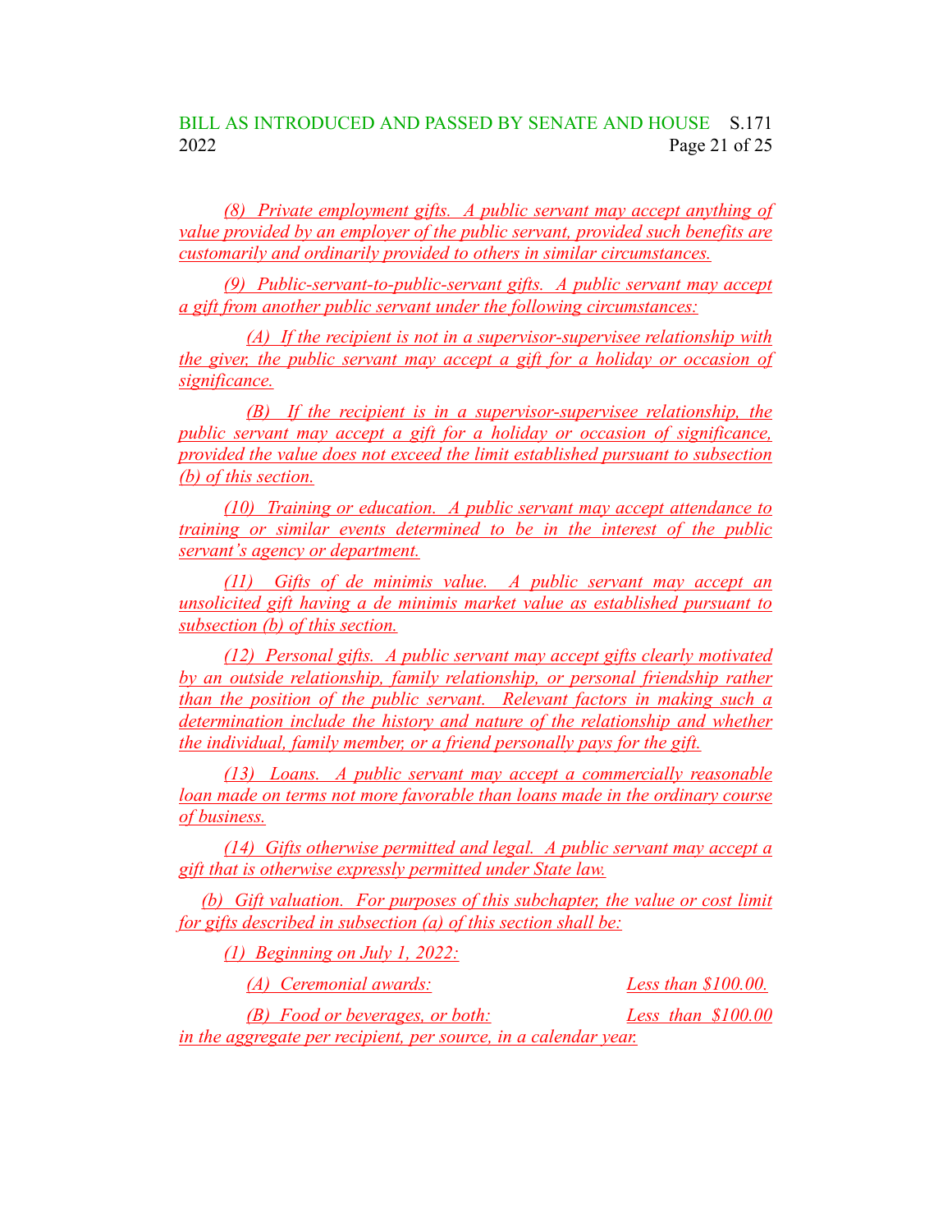(8) Private employment gifts. A public servant may accept anything of value provided by an employer of the public servant, provided such benefits are customarily and ordinarily provided to others in similar circumstances.

(9) Public-servant-to-public-servant gifts. A public servant may accept a gift from another public servant under the following circumstances:

(A) If the recipient is not in a supervisor-supervisee relationship with the giver, the public servant may accept a gift for a holiday or occasion of significance.

(B) If the recipient is in a supervisor-supervisee relationship, the public servant may accept a gift for a holiday or occasion of significance, provided the value does not exceed the limit established pursuant to subsection (b) of this section.

(10) Training or education. A public servant may accept attendance to training or similar events determined to be in the interest of the public servant's agency or department.

(11) Gifts of de minimis value. A public servant may accept an unsolicited gift having a de minimis market value as established pursuant to subsection (b) of this section.

(12) Personal gifts. A public servant may accept gifts clearly motivated by an outside relationship, family relationship, or personal friendship rather than the position of the public servant. Relevant factors in making such a determination include the history and nature of the relationship and whether the individual, family member, or a friend personally pays for the gift.

(13) Loans. A public servant may accept a commercially reasonable loan made on terms not more favorable than loans made in the ordinary course of business.

(14) Gifts otherwise permitted and legal. A public servant may accept a gift that is otherwise expressly permitted under State law.

(b) Gift valuation. For purposes of this subchapter, the value or cost limit for gifts described in subsection (a) of this section shall be:

(1) Beginning on July 1, 2022:

(A) Ceremonial awards: Less than $100.00.

(B) Food or beverages, or both: Less than $100.00 in the aggregate per recipient, per source, in a calendar year.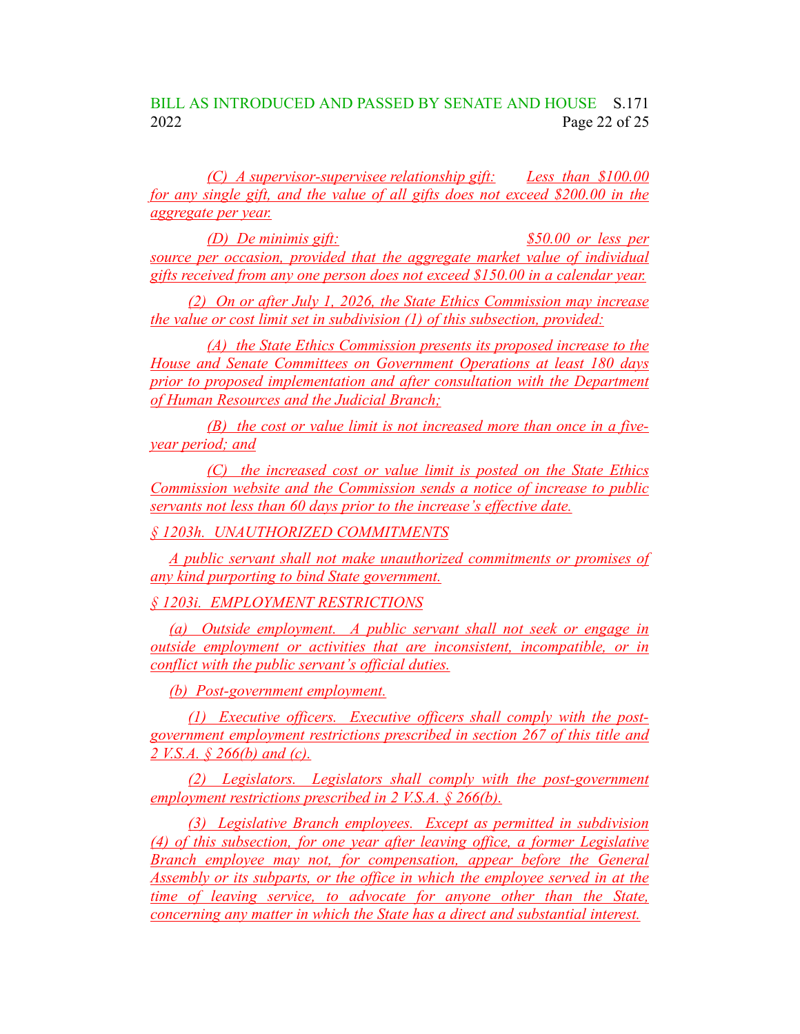(C) A supervisor-supervisee relationship gift: Less than $100.00 for any single gift, and the value of all gifts does not exceed $200.00 in the aggregate per year.

(D) De minimis gift: $50.00 or less per source per occasion, provided that the aggregate market value of individual gifts received from any one person does not exceed $150.00 in a calendar year.

(2) On or after July 1, 2026, the State Ethics Commission may increase the value or cost limit set in subdivision (1) of this subsection, provided:

(A) the State Ethics Commission presents its proposed increase to the House and Senate Committees on Government Operations at least 180 days prior to proposed implementation and after consultation with the Department of Human Resources and the Judicial Branch;

(B) the cost or value limit is not increased more than once in a five-year period; and

(C) the increased cost or value limit is posted on the State Ethics Commission website and the Commission sends a notice of increase to public servants not less than 60 days prior to the increase's effective date.

§ 1203h. UNAUTHORIZED COMMITMENTS

A public servant shall not make unauthorized commitments or promises of any kind purporting to bind State government.

§ 1203i. EMPLOYMENT RESTRICTIONS

(a) Outside employment. A public servant shall not seek or engage in outside employment or activities that are inconsistent, incompatible, or in conflict with the public servant's official duties.

(b) Post-government employment.

(1) Executive officers. Executive officers shall comply with the post-government employment restrictions prescribed in section 267 of this title and 2 V.S.A. § 266(b) and (c).

(2) Legislators. Legislators shall comply with the post-government employment restrictions prescribed in 2 V.S.A. § 266(b).

(3) Legislative Branch employees. Except as permitted in subdivision (4) of this subsection, for one year after leaving office, a former Legislative Branch employee may not, for compensation, appear before the General Assembly or its subparts, or the office in which the employee served in at the time of leaving service, to advocate for anyone other than the State, concerning any matter in which the State has a direct and substantial interest.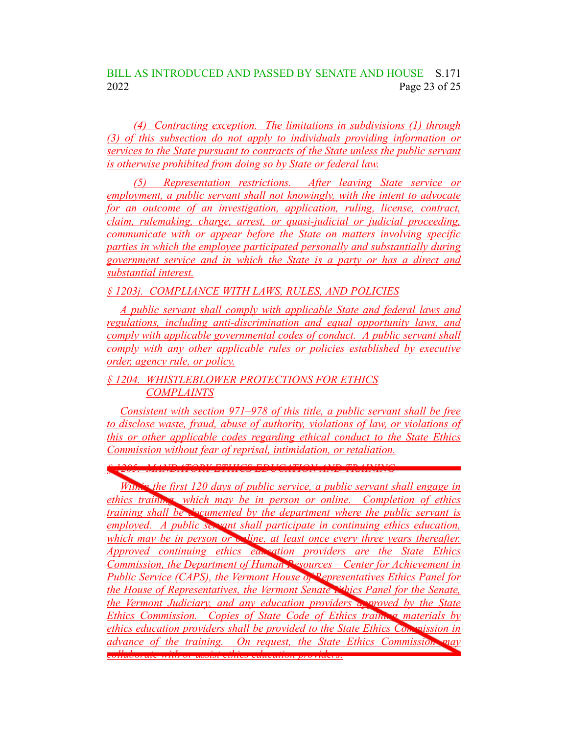*(4) Contracting exception. The limitations in subdivisions (1) through (3) of this subsection do not apply to individuals providing information or services to the State pursuant to contracts of the State unless the public servant is otherwise prohibited from doing so by State or federal law.*

*(5) Representation restrictions. After leaving State service or employment, a public servant shall not knowingly, with the intent to advocate for an outcome of an investigation, application, ruling, license, contract, claim, rulemaking, charge, arrest, or quasi-judicial or judicial proceeding, communicate with or appear before the State on matters involving specific parties in which the employee participated personally and substantially during government service and in which the State is a party or has a direct and substantial interest.*

*§ 1203j. COMPLIANCE WITH LAWS, RULES, AND POLICIES*

*A public servant shall comply with applicable State and federal laws and regulations, including anti-discrimination and equal opportunity laws, and comply with applicable governmental codes of conduct. A public servant shall comply with any other applicable rules or policies established by executive order, agency rule, or policy.*

*§ 1204. WHISTLEBLOWER PROTECTIONS FOR ETHICS COMPLAINTS*

*Consistent with section 971–978 of this title, a public servant shall be free to disclose waste, fraud, abuse of authority, violations of law, or violations of this or other applicable codes regarding ethical conduct to the State Ethics Commission without fear of reprisal, intimidation, or retaliation.*

~~*§ 1205. MANDATORY ETHICS EDUCATION AND TRAINING*~~

~~*Within the first 120 days of public service, a public servant shall engage in ethics training, which may be in person or online. Completion of ethics training shall be documented by the department where the public servant is employed. A public servant shall participate in continuing ethics education, which may be in person or online, at least once every three years thereafter. Approved continuing ethics education providers are the State Ethics Commission, the Department of Human Resources – Center for Achievement in Public Service (CAPS), the Vermont House of Representatives Ethics Panel for the House of Representatives, the Vermont Senate Ethics Panel for the Senate, the Vermont Judiciary, and any education providers approved by the State Ethics Commission. Copies of State Code of Ethics training materials by ethics education providers shall be provided to the State Ethics Commission in advance of the training. On request, the State Ethics Commission may collaborate with or assist ethics education providers.*~~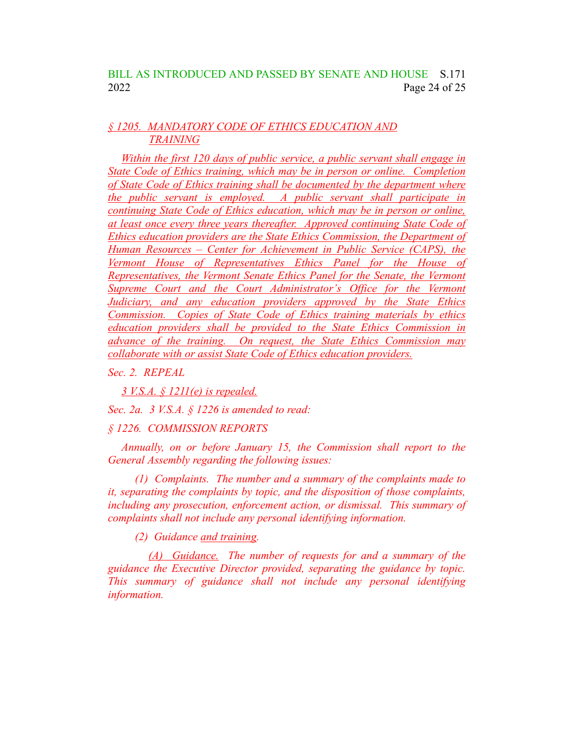*§ 1205. MANDATORY CODE OF ETHICS EDUCATION AND TRAINING*

*Within the first 120 days of public service, a public servant shall engage in State Code of Ethics training, which may be in person or online. Completion of State Code of Ethics training shall be documented by the department where the public servant is employed. A public servant shall participate in continuing State Code of Ethics education, which may be in person or online, at least once every three years thereafter. Approved continuing State Code of Ethics education providers are the State Ethics Commission, the Department of Human Resources – Center for Achievement in Public Service (CAPS), the Vermont House of Representatives Ethics Panel for the House of Representatives, the Vermont Senate Ethics Panel for the Senate, the Vermont Supreme Court and the Court Administrator's Office for the Vermont Judiciary, and any education providers approved by the State Ethics Commission. Copies of State Code of Ethics training materials by ethics education providers shall be provided to the State Ethics Commission in advance of the training. On request, the State Ethics Commission may collaborate with or assist State Code of Ethics education providers.*

*Sec. 2. REPEAL*

*3 V.S.A. § 1211(e) is repealed.*

*Sec. 2a. 3 V.S.A. § 1226 is amended to read:*

*§ 1226. COMMISSION REPORTS*

*Annually, on or before January 15, the Commission shall report to the General Assembly regarding the following issues:*

*(1) Complaints. The number and a summary of the complaints made to it, separating the complaints by topic, and the disposition of those complaints, including any prosecution, enforcement action, or dismissal. This summary of complaints shall not include any personal identifying information.*

*(2) Guidance and training.*

*(A) Guidance. The number of requests for and a summary of the guidance the Executive Director provided, separating the guidance by topic. This summary of guidance shall not include any personal identifying information.*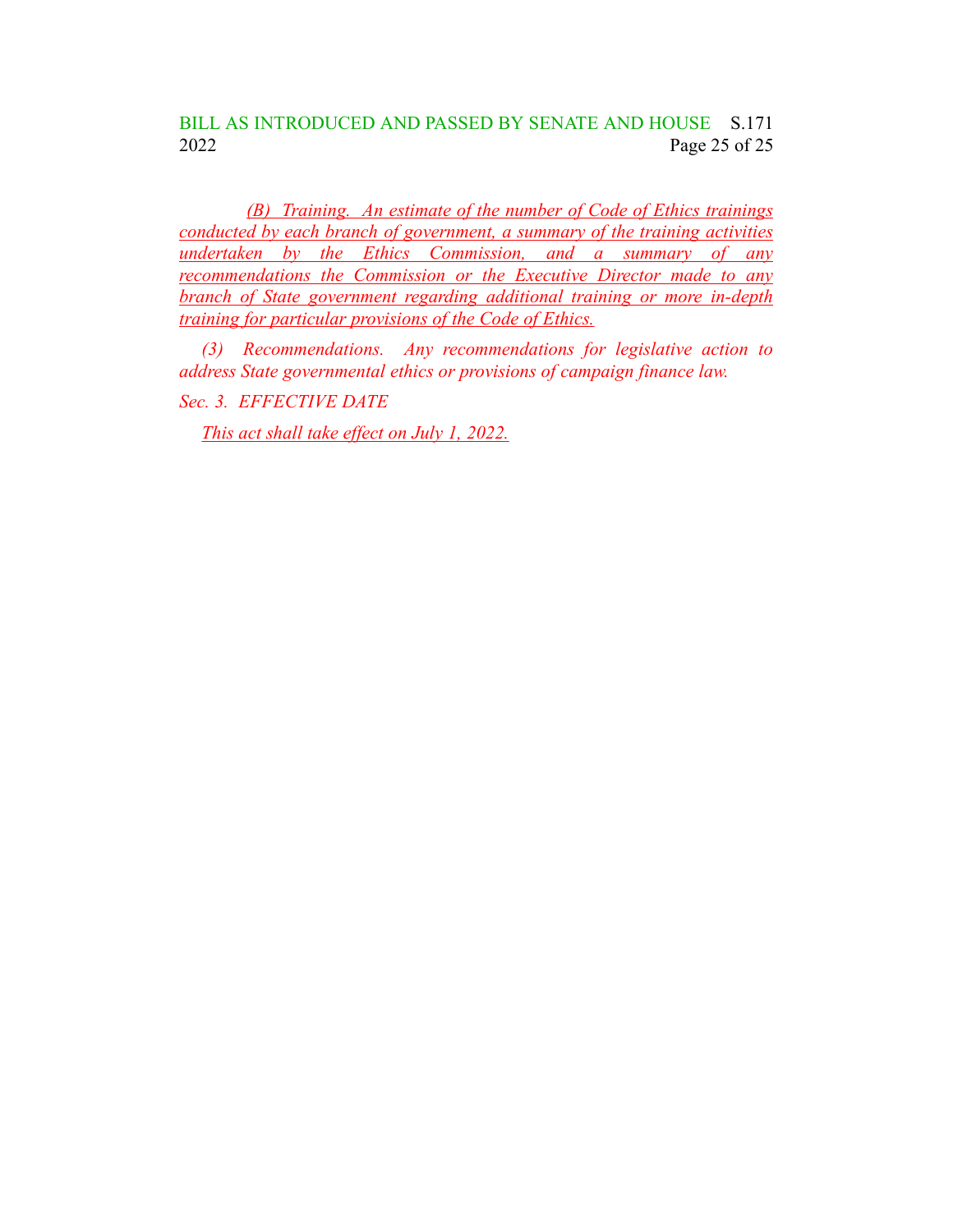*(B) Training. An estimate of the number of Code of Ethics trainings conducted by each branch of government, a summary of the training activities undertaken by the Ethics Commission, and a summary of any recommendations the Commission or the Executive Director made to any branch of State government regarding additional training or more in-depth training for particular provisions of the Code of Ethics.*

*(3) Recommendations. Any recommendations for legislative action to address State governmental ethics or provisions of campaign finance law.*

*Sec. 3. EFFECTIVE DATE*

*This act shall take effect on July 1, 2022.*